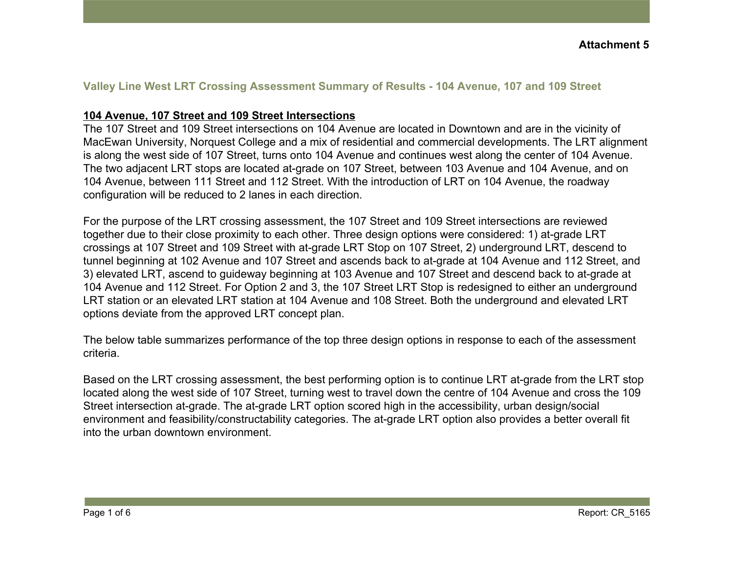**Attachment 5**

## Valley Line West LRT Crossing Assessment Summary of Results - 104 Avenue, 107 and 109 Street

### 104 Avenue, 107 Street and 109 Street Intersections

The 107 Street and 109 Street intersections on 104 Avenue are located in Downtown and are in the vicinity of MacEwan University, Norquest College and a mix of residential and commercial developments. The LRT alignment is along the west side of 107 Street, turns onto 104 Avenue and continues west along the center of 104 Avenue. The two adjacent LRT stops are located at-grade on 107 Street, between 103 Avenue and 104 Avenue, and on 104 Avenue, between 111 Street and 112 Street. With the introduction of LRT on 104 Avenue, the roadway configuration will be reduced to 2 lanes in each direction.

For the purpose of the LRT crossing assessment, the 107 Street and 109 Street intersections are reviewed together due to their close proximity to each other. Three design options were considered: 1) at-grade LRT crossings at 107 Street and 109 Street with at-grade LRT Stop on 107 Street, 2) underground LRT, descend to tunnel beginning at 102 Avenue and 107 Street and ascends back to at-grade at 104 Avenue and 112 Street, and 3) elevated LRT, ascend to guideway beginning at 103 Avenue and 107 Street and descend back to at-grade at 104 Avenue and 112 Street. For Option 2 and 3, the 107 Street LRT Stop is redesigned to either an underground LRT station or an elevated LRT station at 104 Avenue and 108 Street. Both the underground and elevated LRT options deviate from the approved LRT concept plan.

The below table summarizes performance of the top three design options in response to each of the assessment criteria.

Based on the LRT crossing assessment, the best performing option is to continue LRT at-grade from the LRT stop located along the west side of 107 Street, turning west to travel down the centre of 104 Avenue and cross the 109 Street intersection at-grade. The at-grade LRT option scored high in the accessibility, urban design/social environment and feasibility/constructability categories. The at-grade LRT option also provides a better overall fit into the urban downtown environment.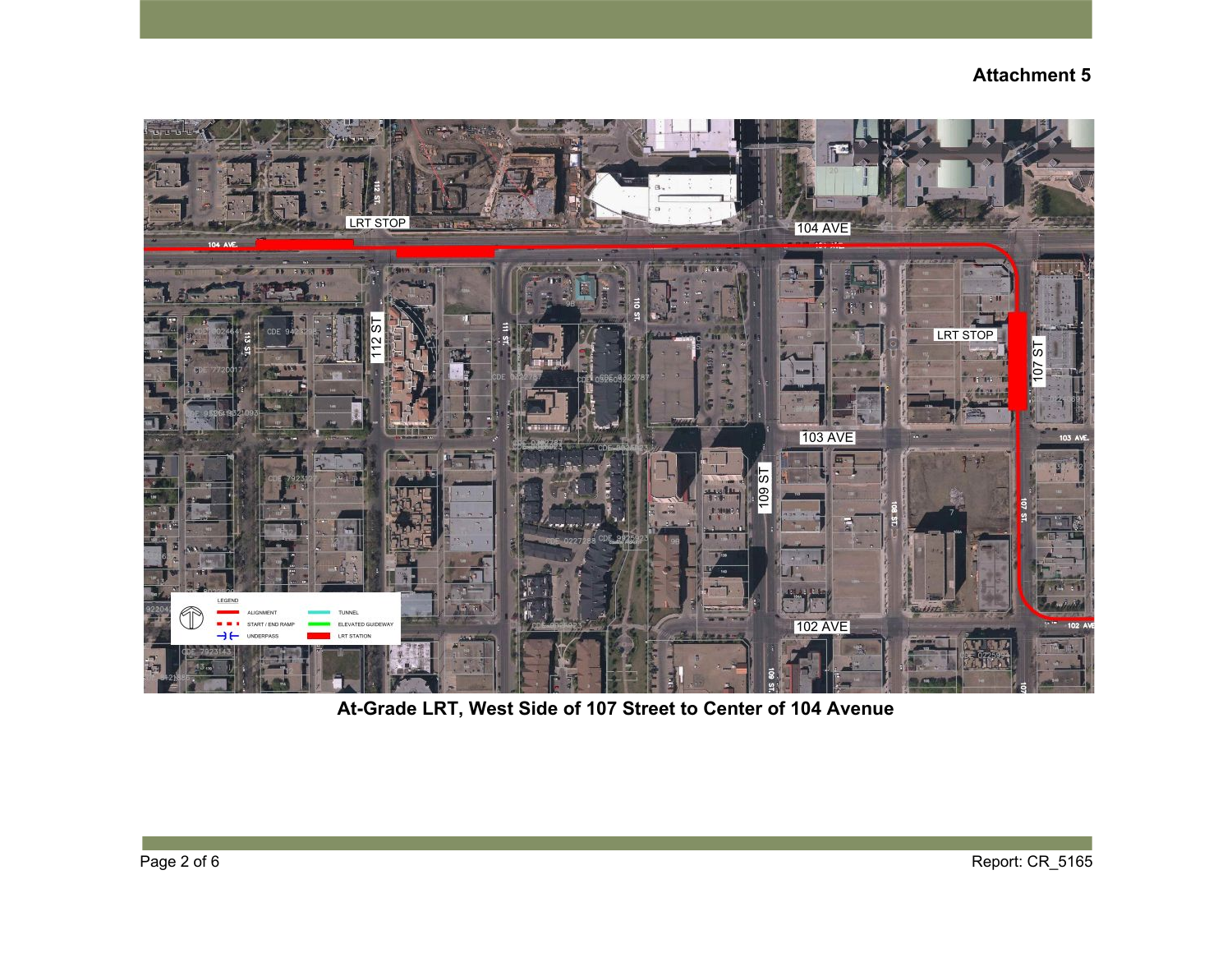**Attachment 5**

LRT STOP

104 AVE

112 ST

111 ST

110 ST

109 ST

108 ST

LRT STOP

107 ST

103 AVE

102 AVE

LEGEND

- ALIGNMENT
- START / END RAMP
- UNDERPASS
- TUNNEL
- ELEVATED GUIDEWAY
- LRT STATION

**At-Grade LRT, West Side of 107 Street to Center of 104 Avenue**

Report: CR_5165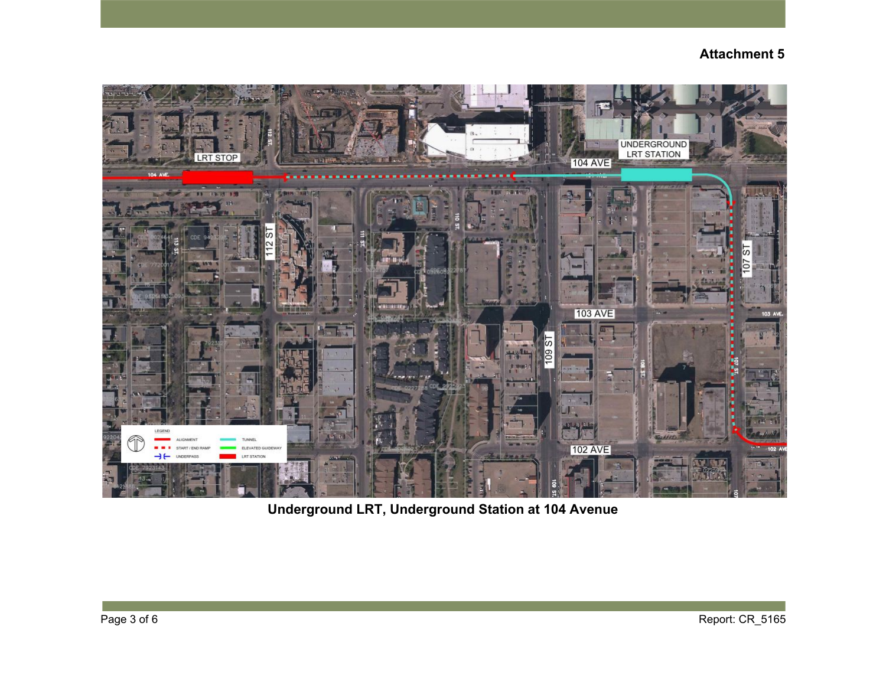**Attachment 5**

**Underground LRT, Underground Station at 104 Avenue**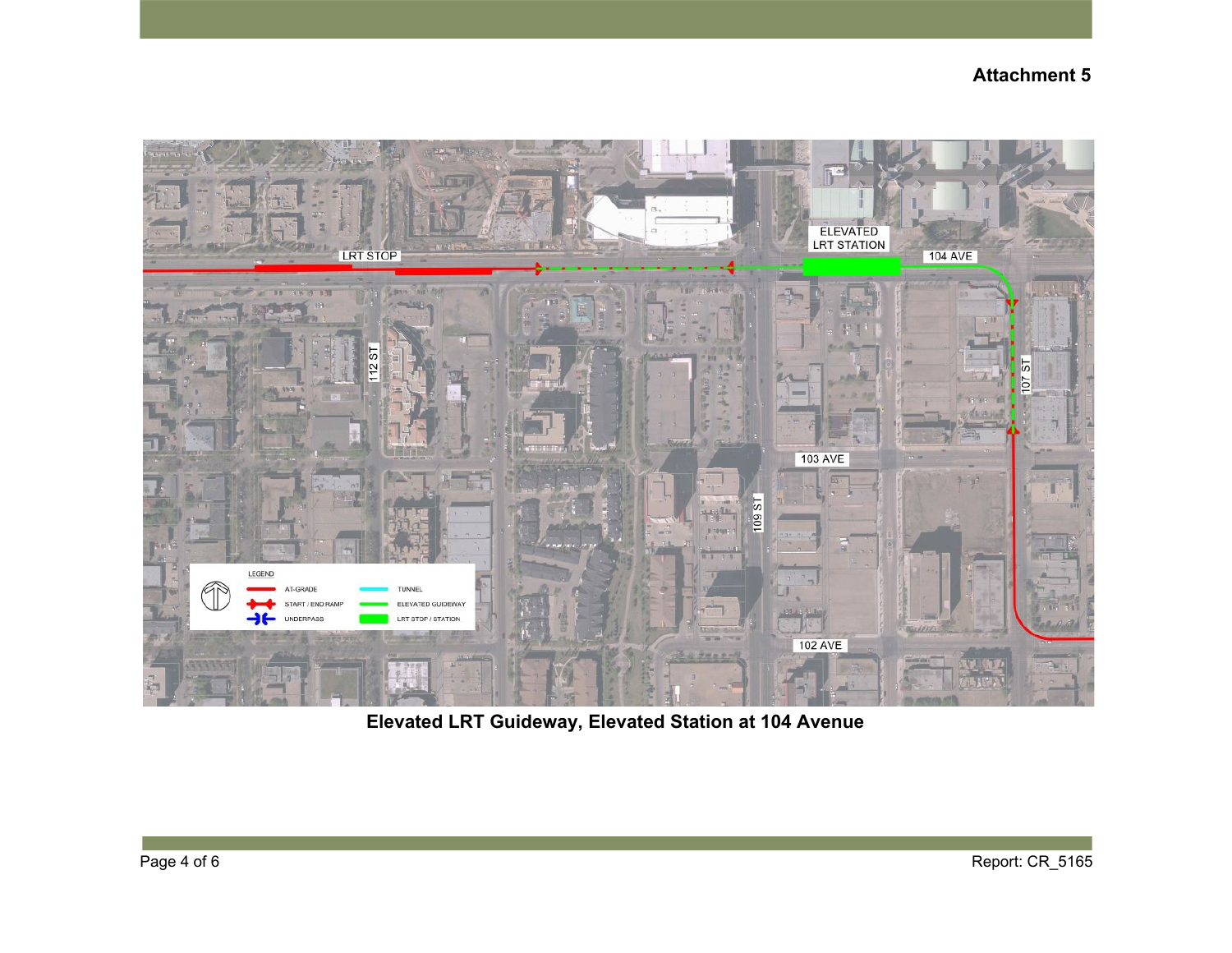**Attachment 5**

Elevated LRT Guideway, Elevated Station at 104 Avenue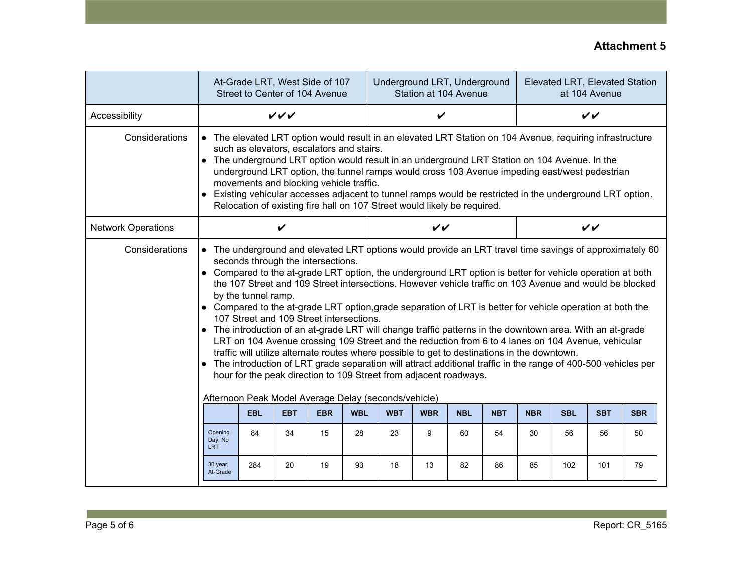**Attachment 5**

| | At-Grade LRT, West Side of 107 Street to Center of 104 Avenue | Underground LRT, Underground Station at 104 Avenue | Elevated LRT, Elevated Station at 104 Avenue |
|---|---|---|---|
| Accessibility | ✔✔✔ | ✔ | ✔✔ |
| Considerations | • The elevated LRT option would result in an elevated LRT Station on 104 Avenue, requiring infrastructure such as elevators, escalators and stairs.<br>• The underground LRT option would result in an underground LRT Station on 104 Avenue. In the underground LRT option, the tunnel ramps would cross 103 Avenue impeding east/west pedestrian movements and blocking vehicle traffic.<br>• Existing vehicular accesses adjacent to tunnel ramps would be restricted in the underground LRT option. Relocation of existing fire hall on 107 Street would likely be required. | | |
| Network Operations | ✔ | ✔✔ | ✔✔ |
| Considerations | • The underground and elevated LRT options would provide an LRT travel time savings of approximately 60 seconds through the intersections.<br>• Compared to the at-grade LRT option, the underground LRT option is better for vehicle operation at both the 107 Street and 109 Street intersections. However vehicle traffic on 103 Avenue and would be blocked by the tunnel ramp.<br>• Compared to the at-grade LRT option,grade separation of LRT is better for vehicle operation at both the 107 Street and 109 Street intersections.<br>• The introduction of an at-grade LRT will change traffic patterns in the downtown area. With an at-grade LRT on 104 Avenue crossing 109 Street and the reduction from 6 to 4 lanes on 104 Avenue, vehicular traffic will utilize alternate routes where possible to get to destinations in the downtown.<br>• The introduction of LRT grade separation will attract additional traffic in the range of 400-500 vehicles per hour for the peak direction to 109 Street from adjacent roadways. | | |

Afternoon Peak Model Average Delay (seconds/vehicle)

| | EBL | EBT | EBR | WBL | WBT | WBR | NBL | NBT | NBR | SBL | SBT | SBR |
|---|---|---|---|---|---|---|---|---|---|---|---|---|
| Opening Day, No LRT | 84 | 34 | 15 | 28 | 23 | 9 | 60 | 54 | 30 | 56 | 56 | 50 |
| 30 year, At-Grade | 284 | 20 | 19 | 93 | 18 | 13 | 82 | 86 | 85 | 102 | 101 | 79 |

Report: CR_5165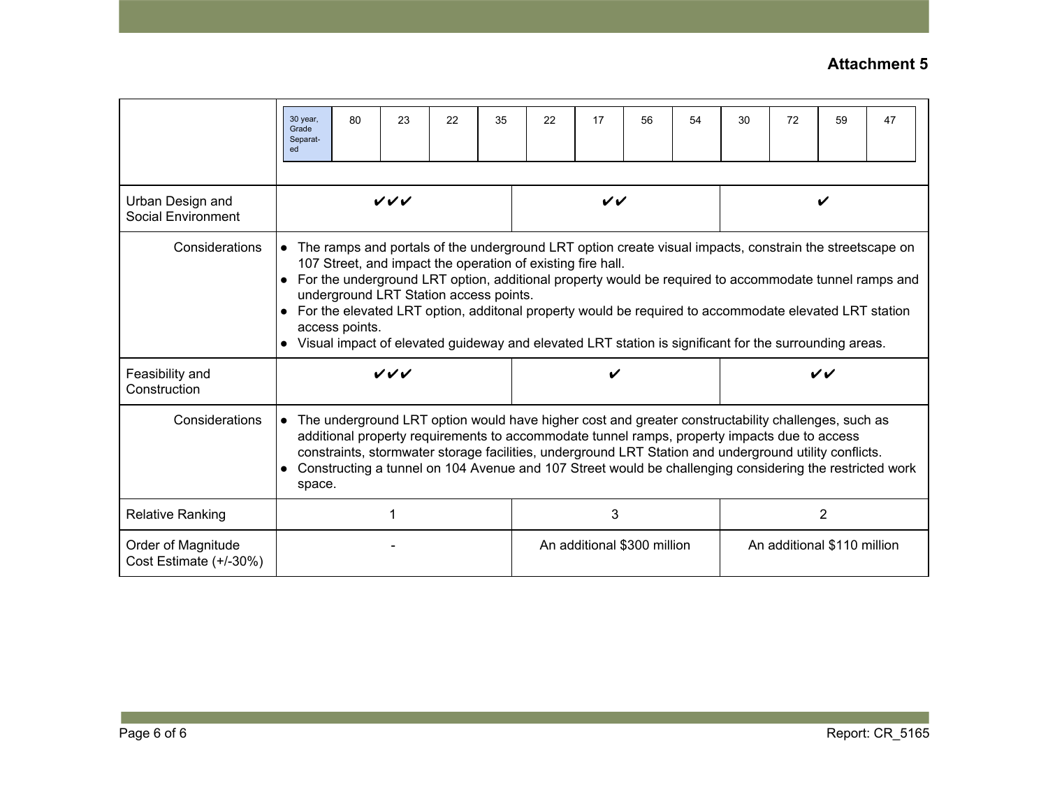**Attachment 5**

| | | | |
|---|---|---|---|
| | 30 year, Grade Separat-ed \| 80 \| 23 \| 22 \| 35 \| 22 \| 17 \| 56 \| 54 \| 30 \| 72 \| 59 \| 47 | | |
| Urban Design and Social Environment | ✔✔✔ | ✔✔ | ✔ |
| Considerations | • The ramps and portals of the underground LRT option create visual impacts, constrain the streetscape on 107 Street, and impact the operation of existing fire hall.<br>• For the underground LRT option, additional property would be required to accommodate tunnel ramps and underground LRT Station access points.<br>• For the elevated LRT option, additonal property would be required to accommodate elevated LRT station access points.<br>• Visual impact of elevated guideway and elevated LRT station is significant for the surrounding areas. | | |
| Feasibility and Construction | ✔✔✔ | ✔ | ✔✔ |
| Considerations | • The underground LRT option would have higher cost and greater constructability challenges, such as additional property requirements to accommodate tunnel ramps, property impacts due to access constraints, stormwater storage facilities, underground LRT Station and underground utility conflicts.<br>• Constructing a tunnel on 104 Avenue and 107 Street would be challenging considering the restricted work space. | | |
| Relative Ranking | 1 | 3 | 2 |
| Order of Magnitude Cost Estimate (+/-30%) | - | An additional $300 million | An additional $110 million |